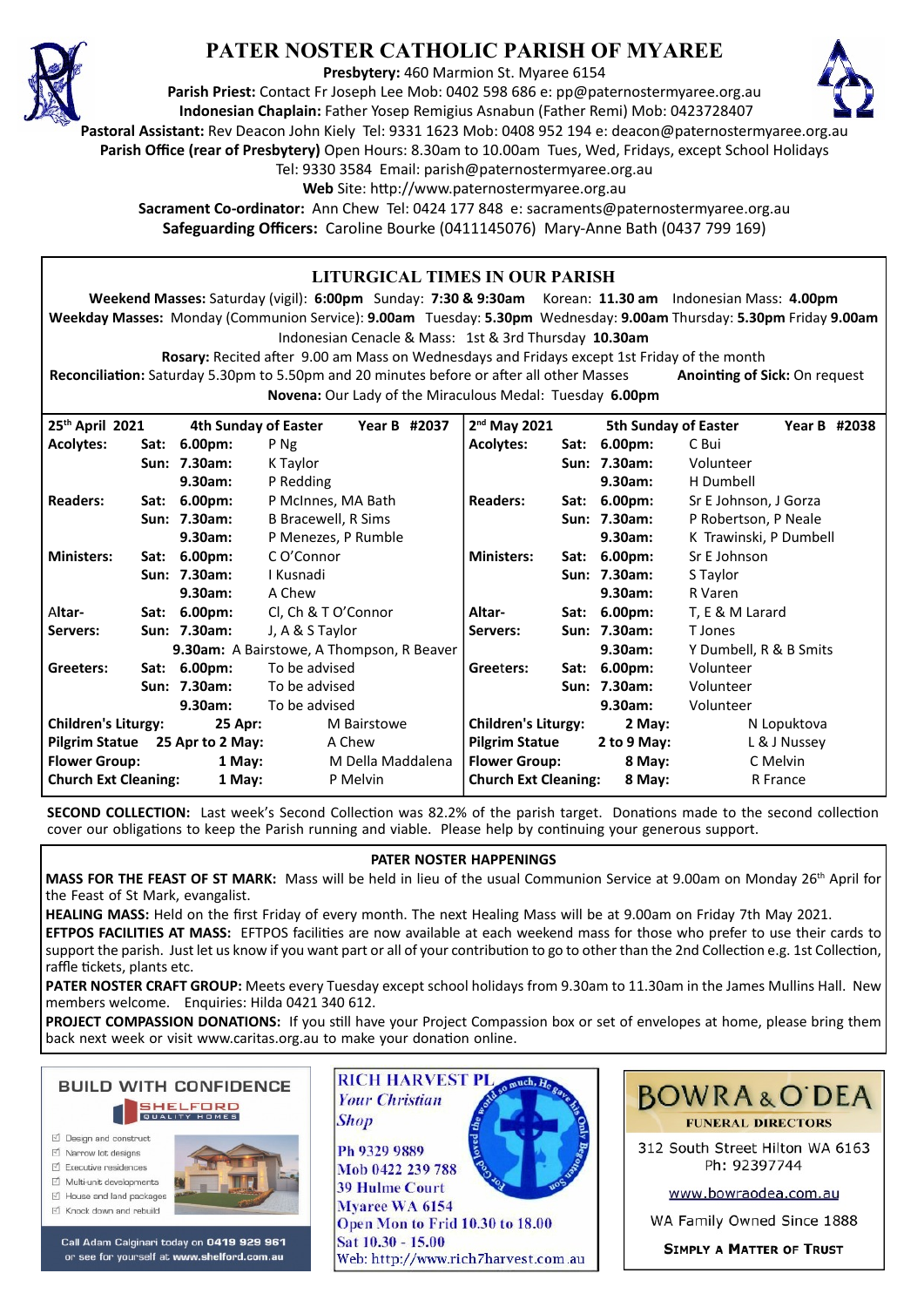# PATER NOSTER CATHOLIC PARISH OF MYAREE

**Presbytery:** 460 Marmion St. Myaree 6154
**Parish Priest:** Contact Fr Joseph Lee Mob: 0402 598 686 e: pp@paternostermyaree.org.au
**Indonesian Chaplain:** Father Yosep Remigius Asnabun (Father Remi) Mob: 0423728407
**Pastoral Assistant:** Rev Deacon John Kiely Tel: 9331 1623 Mob: 0408 952 194 e: deacon@paternostermyaree.org.au
**Parish Office (rear of Presbytery)** Open Hours: 8.30am to 10.00am Tues, Wed, Fridays, except School Holidays
Tel: 9330 3584 Email: parish@paternostermyaree.org.au
**Web** Site: http://www.paternostermyaree.org.au
**Sacrament Co-ordinator:** Ann Chew Tel: 0424 177 848 e: sacraments@paternostermyaree.org.au
**Safeguarding Officers:** Caroline Bourke (0411145076) Mary-Anne Bath (0437 799 169)

## LITURGICAL TIMES IN OUR PARISH

**Weekend Masses:** Saturday (vigil): **6:00pm** Sunday: **7:30 & 9:30am** Korean: **11.30 am** Indonesian Mass: **4.00pm**
**Weekday Masses:** Monday (Communion Service): **9.00am** Tuesday: **5.30pm** Wednesday: **9.00am** Thursday: **5.30pm** Friday **9.00am**
Indonesian Cenacle & Mass: 1st & 3rd Thursday **10.30am**
**Rosary:** Recited after 9.00 am Mass on Wednesdays and Fridays except 1st Friday of the month
**Reconciliation:** Saturday 5.30pm to 5.50pm and 20 minutes before or after all other Masses **Anointing of Sick:** On request
**Novena:** Our Lady of the Miraculous Medal: Tuesday **6.00pm**

| **25th April 2021** | **4th Sunday of Easter** | **Year B #2037** | **2nd May 2021** | **5th Sunday of Easter** | **Year B #2038** |
|---|---|---|---|---|---|
| **Acolytes:** | **Sat: 6.00pm:** | P Ng | **Acolytes:** | **Sat: 6.00pm:** | C Bui |
| | **Sun: 7.30am:** | K Taylor | | **Sun: 7.30am:** | Volunteer |
| | **9.30am:** | P Redding | | **9.30am:** | H Dumbell |
| **Readers:** | **Sat: 6.00pm:** | P McInnes, MA Bath | **Readers:** | **Sat: 6.00pm:** | Sr E Johnson, J Gorza |
| | **Sun: 7.30am:** | B Bracewell, R Sims | | **Sun: 7.30am:** | P Robertson, P Neale |
| | **9.30am:** | P Menezes, P Rumble | | **9.30am:** | K Trawinski, P Dumbell |
| **Ministers:** | **Sat: 6.00pm:** | C O'Connor | **Ministers:** | **Sat: 6.00pm:** | Sr E Johnson |
| | **Sun: 7.30am:** | I Kusnadi | | **Sun: 7.30am:** | S Taylor |
| | **9.30am:** | A Chew | | **9.30am:** | R Varen |
| **Altar-Servers:** | **Sat: 6.00pm:** | Cl, Ch & T O'Connor | **Altar-Servers:** | **Sat: 6.00pm:** | T, E & M Larard |
| | **Sun: 7.30am:** | J, A & S Taylor | | **Sun: 7.30am:** | T Jones |
| | **9.30am:** | A Bairstowe, A Thompson, R Beaver | | **9.30am:** | Y Dumbell, R & B Smits |
| **Greeters:** | **Sat: 6.00pm:** | To be advised | **Greeters:** | **Sat: 6.00pm:** | Volunteer |
| | **Sun: 7.30am:** | To be advised | | **Sun: 7.30am:** | Volunteer |
| | **9.30am:** | To be advised | | **9.30am:** | Volunteer |
| **Children's Liturgy:** | **25 Apr:** | M Bairstowe | **Children's Liturgy:** | **2 May:** | N Lopuktova |
| **Pilgrim Statue** | **25 Apr to 2 May:** | A Chew | **Pilgrim Statue** | **2 to 9 May:** | L & J Nussey |
| **Flower Group:** | **1 May:** | M Della Maddalena | **Flower Group:** | **8 May:** | C Melvin |
| **Church Ext Cleaning:** | **1 May:** | P Melvin | **Church Ext Cleaning:** | **8 May:** | R France |

**SECOND COLLECTION:** Last week's Second Collection was 82.2% of the parish target. Donations made to the second collection cover our obligations to keep the Parish running and viable. Please help by continuing your generous support.

## PATER NOSTER HAPPENINGS

**MASS FOR THE FEAST OF ST MARK:** Mass will be held in lieu of the usual Communion Service at 9.00am on Monday 26th April for the Feast of St Mark, evangalist.

**HEALING MASS:** Held on the first Friday of every month. The next Healing Mass will be at 9.00am on Friday 7th May 2021.

**EFTPOS FACILITIES AT MASS:** EFTPOS facilities are now available at each weekend mass for those who prefer to use their cards to support the parish. Just let us know if you want part or all of your contribution to go to other than the 2nd Collection e.g. 1st Collection, raffle tickets, plants etc.

**PATER NOSTER CRAFT GROUP:** Meets every Tuesday except school holidays from 9.30am to 11.30am in the James Mullins Hall. New members welcome. Enquiries: Hilda 0421 340 612.

**PROJECT COMPASSION DONATIONS:** If you still have your Project Compassion box or set of envelopes at home, please bring them back next week or visit www.caritas.org.au to make your donation online.

**BUILD WITH CONFIDENCE**
SHELFORD QUALITY HOMES
- Design and construct
- Narrow lot designs
- Executive residences
- Multi-unit developments
- House and land packages
- Knock down and rebuild

Call Adam Calginari today on 0419 929 961 or see for yourself at www.shelford.com.au

**RICH HARVEST PL**
*Your Christian Shop*
Ph 9329 9889
Mob 0422 239 788
39 Hulme Court
Myaree WA 6154
Open Mon to Frid 10.30 to 18.00
Sat 10.30 - 15.00
Web: http://www.rich7harvest.com.au

**BOWRA & O'DEA**
FUNERAL DIRECTORS
312 South Street Hilton WA 6163
Ph: 92397744
www.bowraodea.com.au
WA Family Owned Since 1888
SIMPLY A MATTER OF TRUST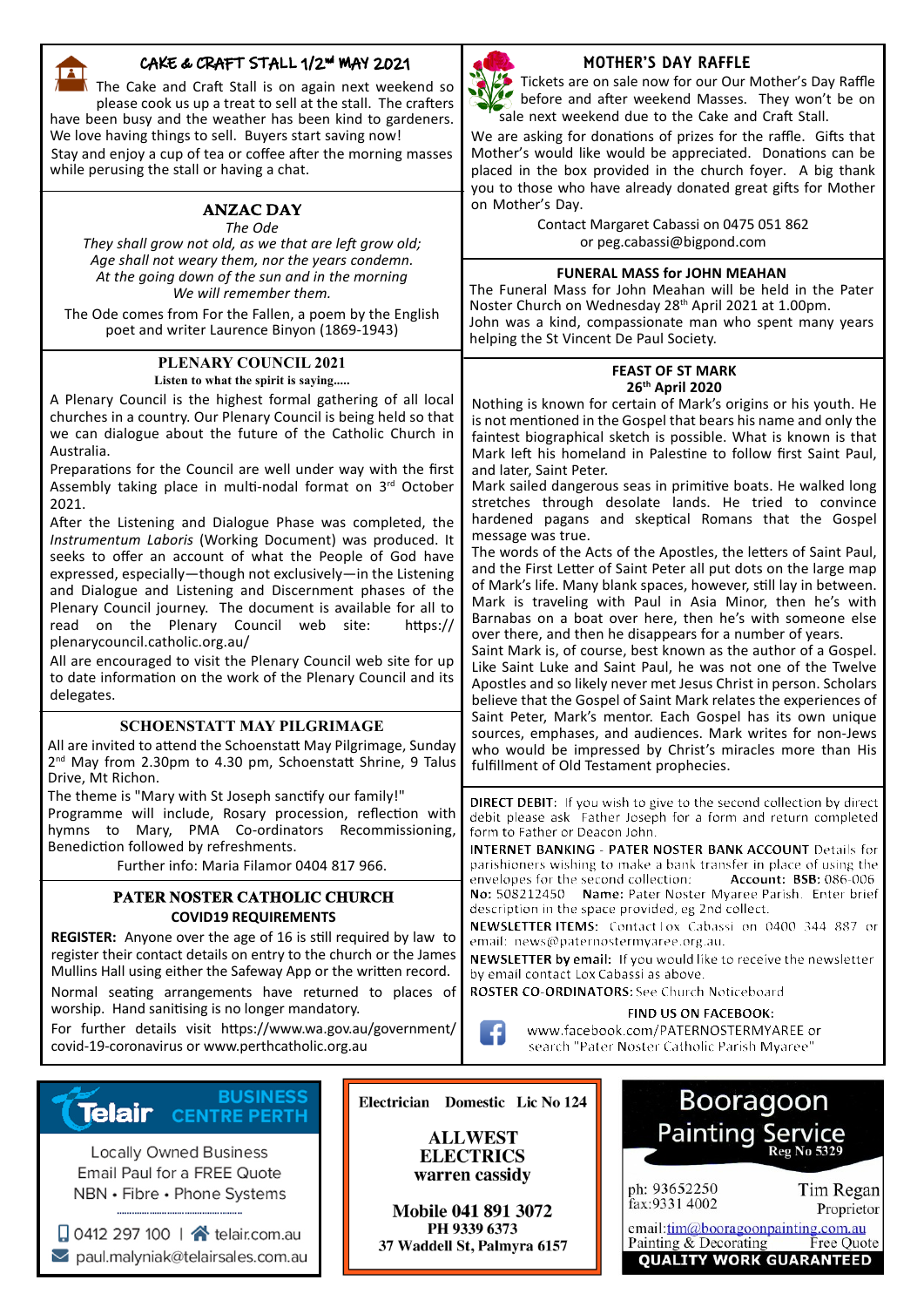## CAKE & CRAFT STALL 1/2[nd] MAY 2021

The Cake and Craft Stall is on again next weekend so please cook us up a treat to sell at the stall. The crafters have been busy and the weather has been kind to gardeners. We love having things to sell. Buyers start saving now!

Stay and enjoy a cup of tea or coffee after the morning masses while perusing the stall or having a chat.

## ANZAC DAY

*The Ode*

*They shall grow not old, as we that are left grow old;*
*Age shall not weary them, nor the years condemn.*
*At the going down of the sun and in the morning*
*We will remember them.*

The Ode comes from For the Fallen, a poem by the English poet and writer Laurence Binyon (1869-1943)

## PLENARY COUNCIL 2021

**Listen to what the spirit is saying.....**

A Plenary Council is the highest formal gathering of all local churches in a country. Our Plenary Council is being held so that we can dialogue about the future of the Catholic Church in Australia.

Preparations for the Council are well under way with the first Assembly taking place in multi-nodal format on 3[rd] October 2021.

After the Listening and Dialogue Phase was completed, the *Instrumentum Laboris* (Working Document) was produced. It seeks to offer an account of what the People of God have expressed, especially—though not exclusively—in the Listening and Dialogue and Listening and Discernment phases of the Plenary Council journey. The document is available for all to read on the Plenary Council web site: https://plenarycouncil.catholic.org.au/

All are encouraged to visit the Plenary Council web site for up to date information on the work of the Plenary Council and its delegates.

## SCHOENSTATT MAY PILGRIMAGE

All are invited to attend the Schoenstatt May Pilgrimage, Sunday 2[nd] May from 2.30pm to 4.30 pm, Schoenstatt Shrine, 9 Talus Drive, Mt Richon.

The theme is "Mary with St Joseph sanctify our family!"

Programme will include, Rosary procession, reflection with hymns to Mary, PMA Co-ordinators Recommissioning, Benediction followed by refreshments.

Further info: Maria Filamor 0404 817 966.

## PATER NOSTER CATHOLIC CHURCH
### COVID19 REQUIREMENTS

**REGISTER:** Anyone over the age of 16 is still required by law to register their contact details on entry to the church or the James Mullins Hall using either the Safeway App or the written record.

Normal seating arrangements have returned to places of worship. Hand sanitising is no longer mandatory.

For further details visit https://www.wa.gov.au/government/covid-19-coronavirus or www.perthcatholic.org.au

## MOTHER'S DAY RAFFLE

Tickets are on sale now for our Our Mother's Day Raffle before and after weekend Masses. They won't be on sale next weekend due to the Cake and Craft Stall.

We are asking for donations of prizes for the raffle. Gifts that Mother's would like would be appreciated. Donations can be placed in the box provided in the church foyer. A big thank you to those who have already donated great gifts for Mother on Mother's Day.

Contact Margaret Cabassi on 0475 051 862
or peg.cabassi@bigpond.com

## FUNERAL MASS for JOHN MEAHAN

The Funeral Mass for John Meahan will be held in the Pater Noster Church on Wednesday 28[th] April 2021 at 1.00pm.
John was a kind, compassionate man who spent many years helping the St Vincent De Paul Society.

## FEAST OF ST MARK
### 26[th] April 2020

Nothing is known for certain of Mark's origins or his youth. He is not mentioned in the Gospel that bears his name and only the faintest biographical sketch is possible. What is known is that Mark left his homeland in Palestine to follow first Saint Paul, and later, Saint Peter.

Mark sailed dangerous seas in primitive boats. He walked long stretches through desolate lands. He tried to convince hardened pagans and skeptical Romans that the Gospel message was true.

The words of the Acts of the Apostles, the letters of Saint Paul, and the First Letter of Saint Peter all put dots on the large map of Mark's life. Many blank spaces, however, still lay in between. Mark is traveling with Paul in Asia Minor, then he's with Barnabas on a boat over here, then he's with someone else over there, and then he disappears for a number of years.

Saint Mark is, of course, best known as the author of a Gospel. Like Saint Luke and Saint Paul, he was not one of the Twelve Apostles and so likely never met Jesus Christ in person. Scholars believe that the Gospel of Saint Mark relates the experiences of Saint Peter, Mark's mentor. Each Gospel has its own unique sources, emphases, and audiences. Mark writes for non-Jews who would be impressed by Christ's miracles more than His fulfillment of Old Testament prophecies.

**DIRECT DEBIT**: If you wish to give to the second collection by direct debit please ask Father Joseph for a form and return completed form to Father or Deacon John.

**INTERNET BANKING - PATER NOSTER BANK ACCOUNT** Details for parishioners wishing to make a bank transfer in place of using the envelopes for the second collection: **Account: BSB:** 086-006 **No:** 508212450 **Name:** Pater Noster Myaree Parish. Enter brief description in the space provided, eg 2nd collect.

**NEWSLETTER ITEMS**: Contact Lox Cabassi on 0400 344 887 or email: news@paternostermyaree.org.au.

**NEWSLETTER by email**: If you would like to receive the newsletter by email contact Lox Cabassi as above.

**ROSTER CO-ORDINATORS**: See Church Noticeboard

**FIND US ON FACEBOOK:**
www.facebook.com/PATERNOSTERMYAREE or search "Pater Noster Catholic Parish Myaree"

---

**Telair BUSINESS CENTRE PERTH**
Locally Owned Business
Email Paul for a FREE Quote
NBN • Fibre • Phone Systems
0412 297 100 | telair.com.au
paul.malyniak@telairsales.com.au

---

**Electrician Domestic Lic No 124**
**ALLWEST ELECTRICS**
**warren cassidy**
**Mobile 041 891 3072**
**PH 9339 6373**
**37 Waddell St, Palmyra 6157**

---

**Booragoon Painting Service**
Reg No 5329
ph: 93652250
fax:9331 4002
Tim Regan
Proprietor
email:tim@booragoonpainting.com.au
Painting & Decorating Free Quote
**QUALITY WORK GUARANTEED**